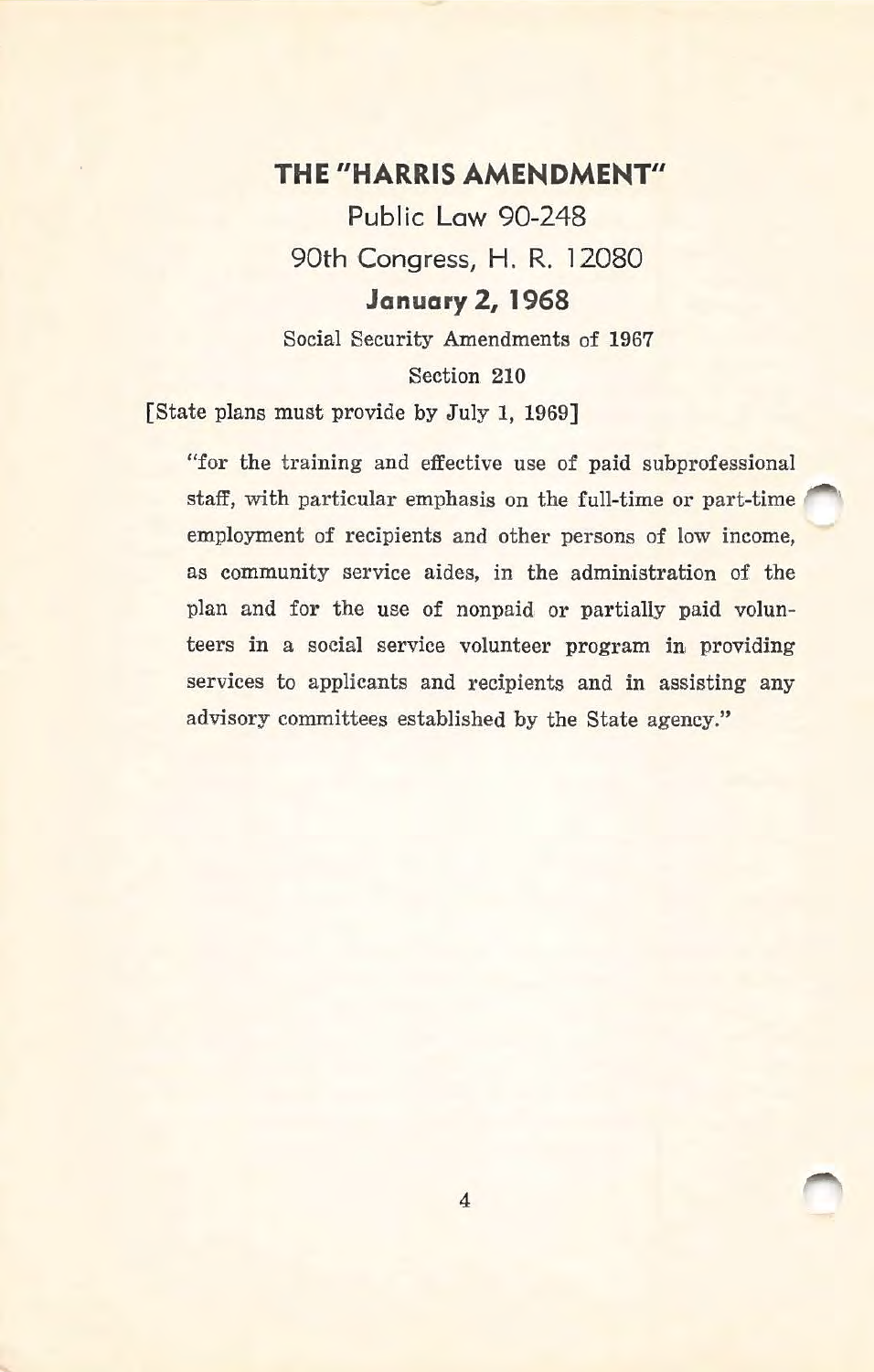# THE "HARRIS AMENDMENT"

## Public Law 90-248

## 90th Congress, H. R. 12080

## **January 2, 1968**

Social Security Amendments of 1967

Section 210

[State plans must provide by July 1, 1969]

> "for the training and effective use of paid subprofessional staff, with particular emphasis on the full-time or part-time employment of recipients and other persons of low income, as community service aides, in the administration of the plan and for the use of nonpaid or partially paid volunteers in a social service volunteer program in providing services to applicants and recipients and in assisting any advisory committees established by the State agency."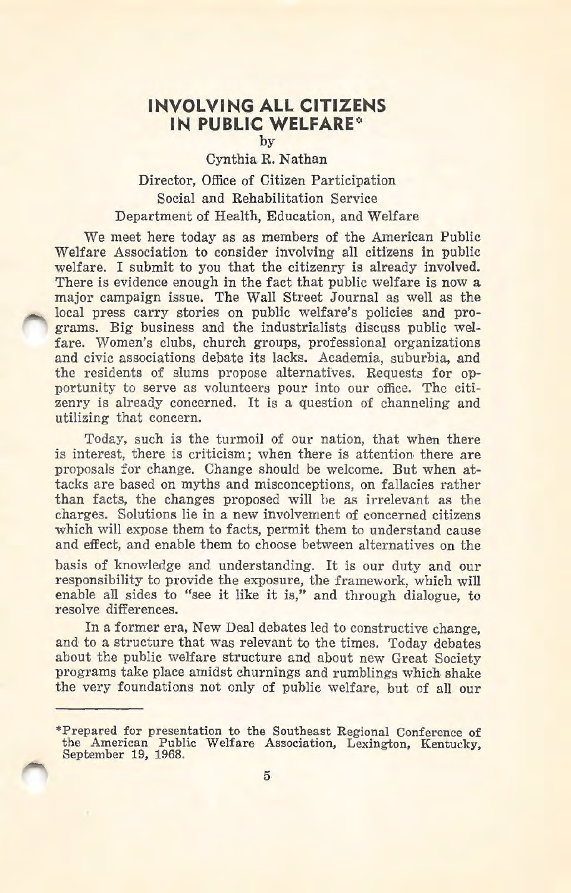# INVOLVING ALL CITIZENS IN PUBLIC WELFARE*

by

Cynthia R. Nathan

Director, Office of Citizen Participation
Social and Rehabilitation Service
Department of Health, Education, and Welfare

We meet here today as as members of the American Public Welfare Association to consider involving all citizens in public welfare. I submit to you that the citizenry is already involved. There is evidence enough in the fact that public welfare is now a major campaign issue. The Wall Street Journal as well as the local press carry stories on public welfare's policies and programs. Big business and the industrialists discuss public welfare. Women's clubs, church groups, professional organizations and civic associations debate its lacks. Academia, suburbia, and the residents of slums propose alternatives. Requests for opportunity to serve as volunteers pour into our office. The citizenry is already concerned. It is a question of channeling and utilizing that concern.

Today, such is the turmoil of our nation, that when there is interest, there is criticism; when there is attention there are proposals for change. Change should be welcome. But when attacks are based on myths and misconceptions, on fallacies rather than facts, the changes proposed will be as irrelevant as the charges. Solutions lie in a new involvement of concerned citizens which will expose them to facts, permit them to understand cause and effect, and enable them to choose between alternatives on the basis of knowledge and understanding. It is our duty and our responsibility to provide the exposure, the framework, which will enable all sides to "see it like it is," and through dialogue, to resolve differences.

In a former era, New Deal debates led to constructive change, and to a structure that was relevant to the times. Today debates about the public welfare structure and about new Great Society programs take place amidst churnings and rumblings which shake the very foundations not only of public welfare, but of all our

---

*Prepared for presentation to the Southeast Regional Conference of the American Public Welfare Association, Lexington, Kentucky, September 19, 1968.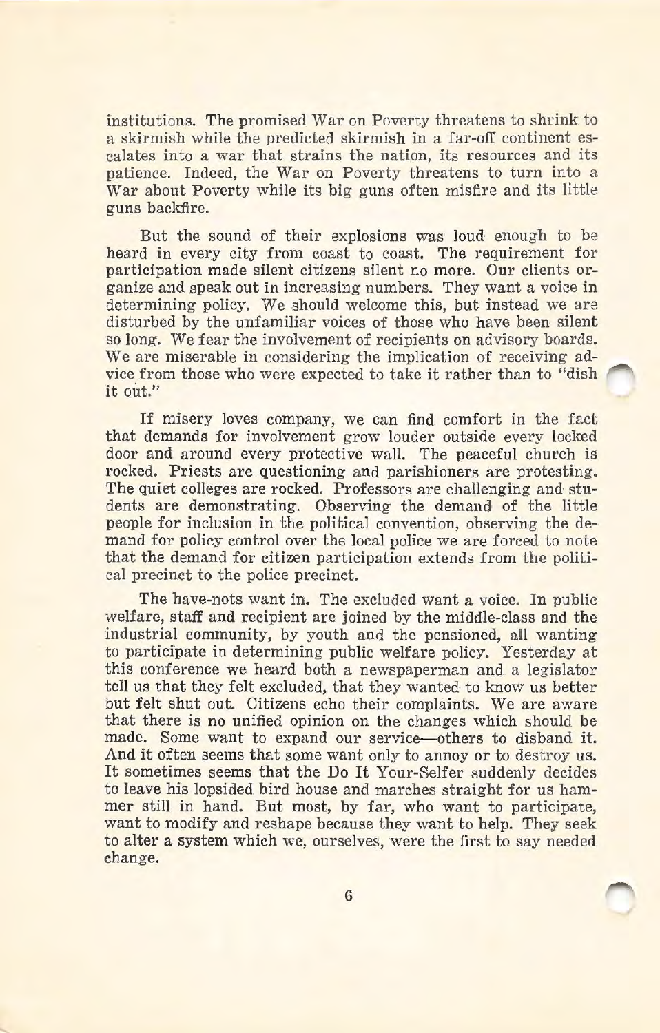institutions. The promised War on Poverty threatens to shrink to a skirmish while the predicted skirmish in a far-off continent escalates into a war that strains the nation, its resources and its patience. Indeed, the War on Poverty threatens to turn into a War about Poverty while its big guns often misfire and its little guns backfire.

But the sound of their explosions was loud enough to be heard in every city from coast to coast. The requirement for participation made silent citizens silent no more. Our clients organize and speak out in increasing numbers. They want a voice in determining policy. We should welcome this, but instead we are disturbed by the unfamiliar voices of those who have been silent so long. We fear the involvement of recipients on advisory boards. We are miserable in considering the implication of receiving advice from those who were expected to take it rather than to "dish it out."

If misery loves company, we can find comfort in the fact that demands for involvement grow louder outside every locked door and around every protective wall. The peaceful church is rocked. Priests are questioning and parishioners are protesting. The quiet colleges are rocked. Professors are challenging and students are demonstrating. Observing the demand of the little people for inclusion in the political convention, observing the demand for policy control over the local police we are forced to note that the demand for citizen participation extends from the political precinct to the police precinct.

The have-nots want in. The excluded want a voice. In public welfare, staff and recipient are joined by the middle-class and the industrial community, by youth and the pensioned, all wanting to participate in determining public welfare policy. Yesterday at this conference we heard both a newspaperman and a legislator tell us that they felt excluded, that they wanted to know us better but felt shut out. Citizens echo their complaints. We are aware that there is no unified opinion on the changes which should be made. Some want to expand our service—others to disband it. And it often seems that some want only to annoy or to destroy us. It sometimes seems that the Do It Your-Selfer suddenly decides to leave his lopsided bird house and marches straight for us hammer still in hand. But most, by far, who want to participate, want to modify and reshape because they want to help. They seek to alter a system which we, ourselves, were the first to say needed change.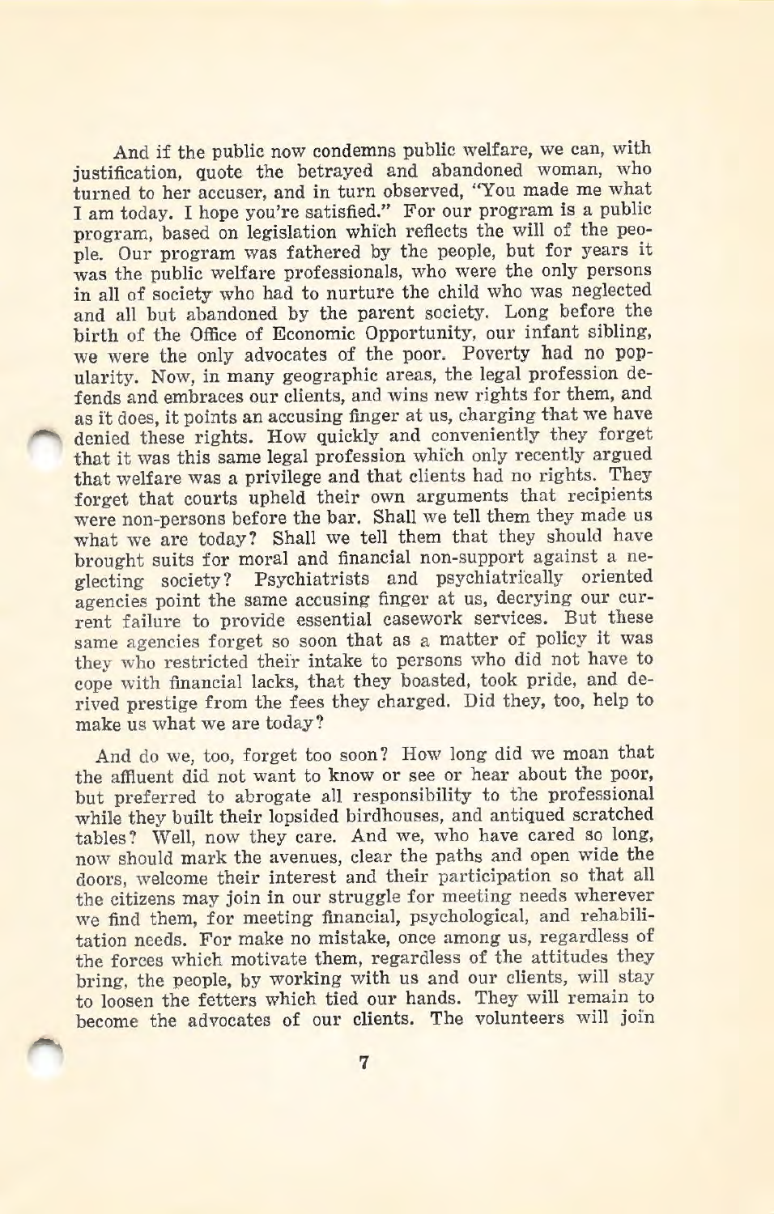And if the public now condemns public welfare, we can, with justification, quote the betrayed and abandoned woman, who turned to her accuser, and in turn observed, "You made me what I am today. I hope you're satisfied." For our program is a public program, based on legislation which reflects the will of the people. Our program was fathered by the people, but for years it was the public welfare professionals, who were the only persons in all of society who had to nurture the child who was neglected and all but abandoned by the parent society. Long before the birth of the Office of Economic Opportunity, our infant sibling, we were the only advocates of the poor. Poverty had no popularity. Now, in many geographic areas, the legal profession defends and embraces our clients, and wins new rights for them, and as it does, it points an accusing finger at us, charging that we have denied these rights. How quickly and conveniently they forget that it was this same legal profession which only recently argued that welfare was a privilege and that clients had no rights. They forget that courts upheld their own arguments that recipients were non-persons before the bar. Shall we tell them they made us what we are today? Shall we tell them that they should have brought suits for moral and financial non-support against a neglecting society? Psychiatrists and psychiatrically oriented agencies point the same accusing finger at us, decrying our current failure to provide essential casework services. But these same agencies forget so soon that as a matter of policy it was they who restricted their intake to persons who did not have to cope with financial lacks, that they boasted, took pride, and derived prestige from the fees they charged. Did they, too, help to make us what we are today?

And do we, too, forget too soon? How long did we moan that the affluent did not want to know or see or hear about the poor, but preferred to abrogate all responsibility to the professional while they built their lopsided birdhouses, and antiqued scratched tables? Well, now they care. And we, who have cared so long, now should mark the avenues, clear the paths and open wide the doors, welcome their interest and their participation so that all the citizens may join in our struggle for meeting needs wherever we find them, for meeting financial, psychological, and rehabilitation needs. For make no mistake, once among us, regardless of the forces which motivate them, regardless of the attitudes they bring, the people, by working with us and our clients, will stay to loosen the fetters which tied our hands. They will remain to become the advocates of our clients. The volunteers will join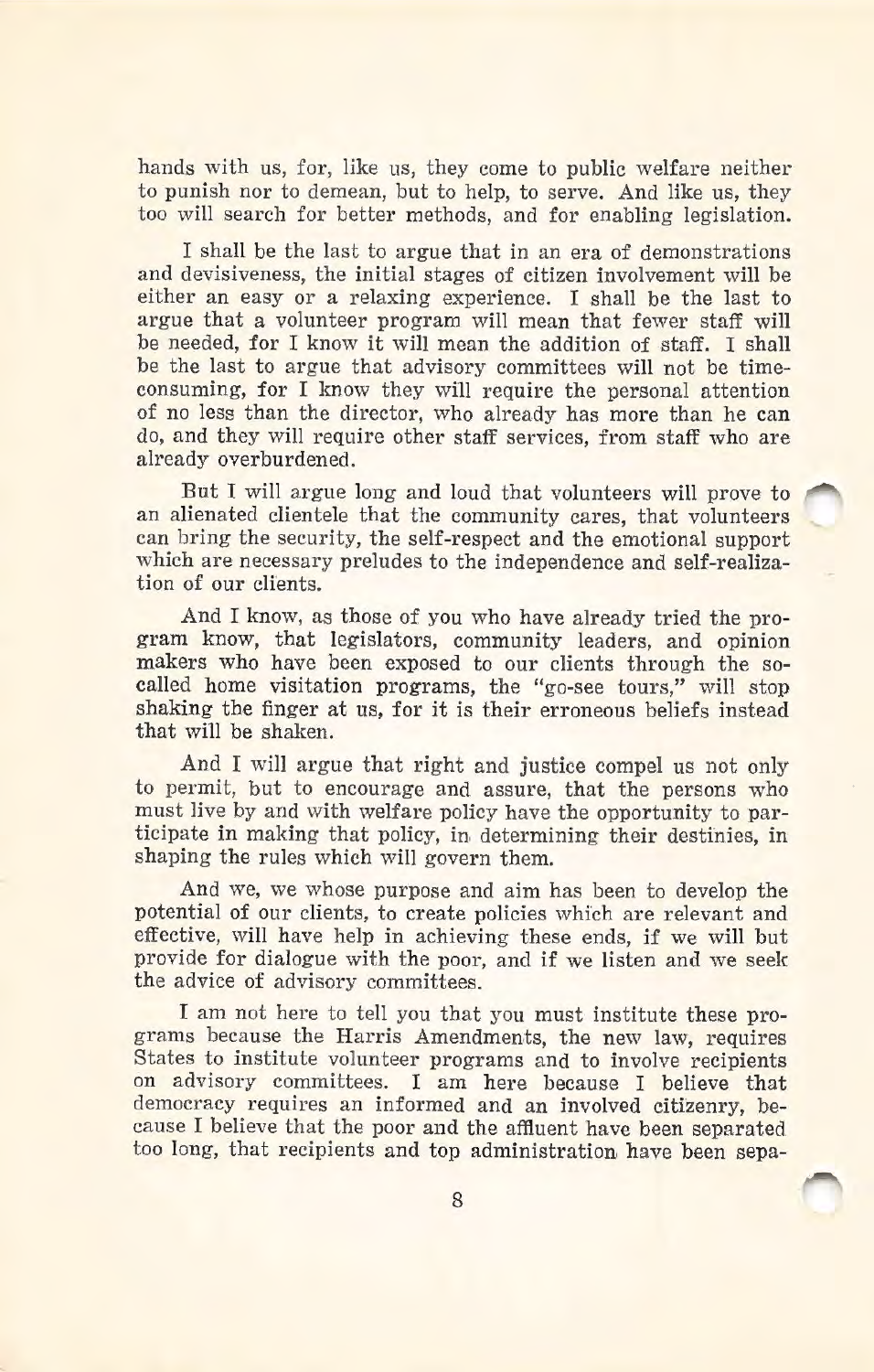hands with us, for, like us, they come to public welfare neither to punish nor to demean, but to help, to serve. And like us, they too will search for better methods, and for enabling legislation.

I shall be the last to argue that in an era of demonstrations and devisiveness, the initial stages of citizen involvement will be either an easy or a relaxing experience. I shall be the last to argue that a volunteer program will mean that fewer staff will be needed, for I know it will mean the addition of staff. I shall be the last to argue that advisory committees will not be time-consuming, for I know they will require the personal attention of no less than the director, who already has more than he can do, and they will require other staff services, from staff who are already overburdened.

But I will argue long and loud that volunteers will prove to an alienated clientele that the community cares, that volunteers can bring the security, the self-respect and the emotional support which are necessary preludes to the independence and self-realization of our clients.

And I know, as those of you who have already tried the program know, that legislators, community leaders, and opinion makers who have been exposed to our clients through the so-called home visitation programs, the "go-see tours," will stop shaking the finger at us, for it is their erroneous beliefs instead that will be shaken.

And I will argue that right and justice compel us not only to permit, but to encourage and assure, that the persons who must live by and with welfare policy have the opportunity to participate in making that policy, in determining their destinies, in shaping the rules which will govern them.

And we, we whose purpose and aim has been to develop the potential of our clients, to create policies which are relevant and effective, will have help in achieving these ends, if we will but provide for dialogue with the poor, and if we listen and we seek the advice of advisory committees.

I am not here to tell you that you must institute these programs because the Harris Amendments, the new law, requires States to institute volunteer programs and to involve recipients on advisory committees. I am here because I believe that democracy requires an informed and an involved citizenry, because I believe that the poor and the affluent have been separated too long, that recipients and top administration have been sepa-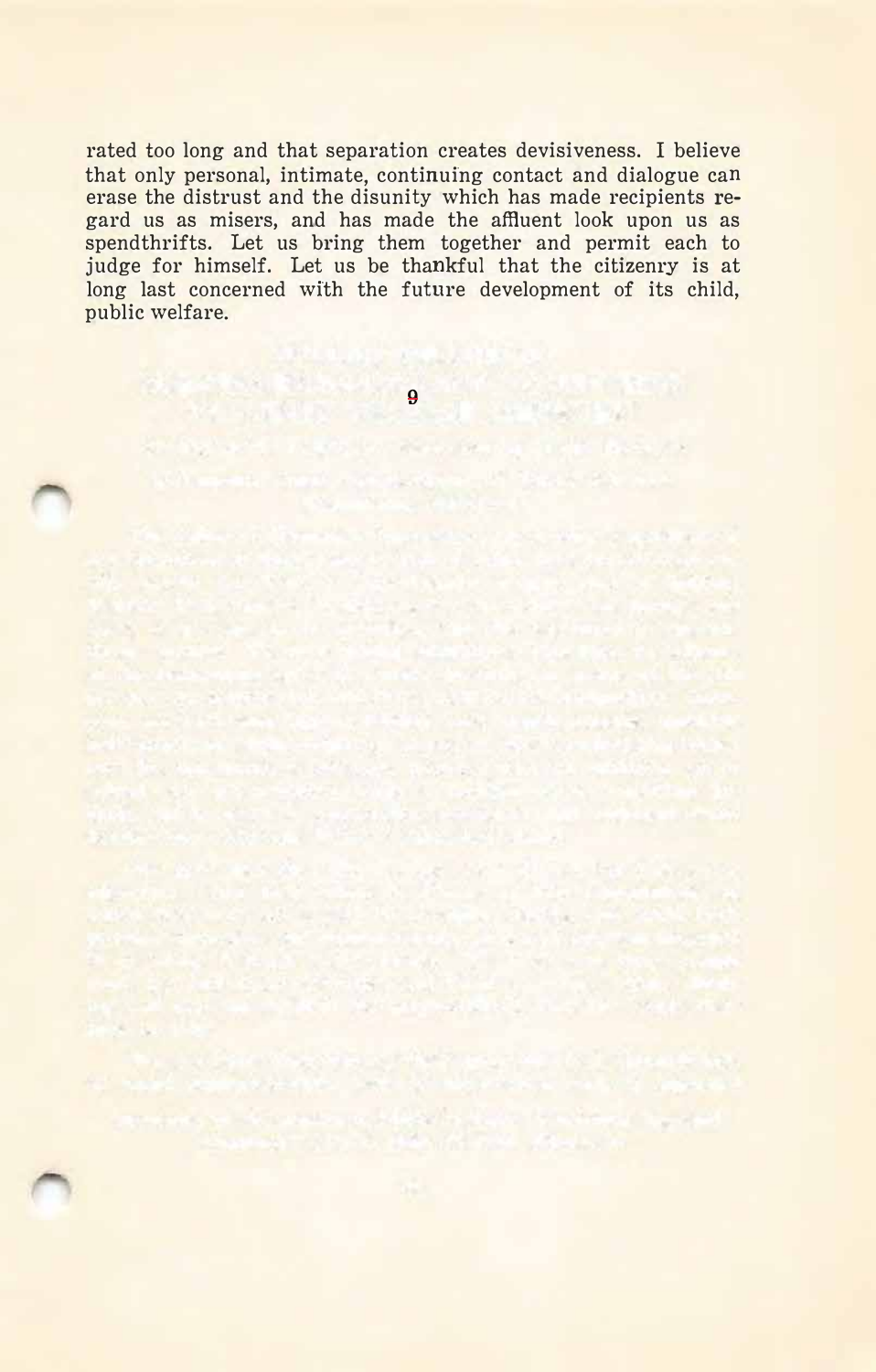rated too long and that separation creates devisiveness. I believe that only personal, intimate, continuing contact and dialogue can erase the distrust and the disunity which has made recipients regard us as misers, and has made the affluent look upon us as spendthrifts. Let us bring them together and permit each to judge for himself. Let us be thankful that the citizenry is at long last concerned with the future development of its child, public welfare.